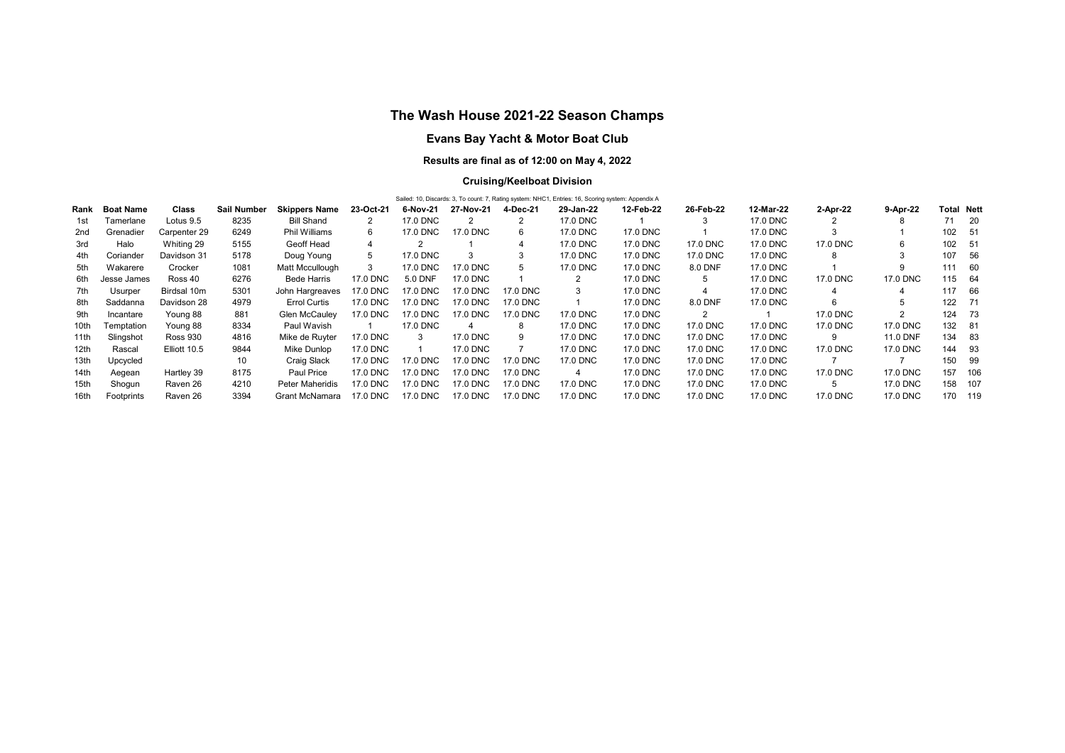# The Wash House 2021-22 Season Champs

## Evans Bay Yacht & Motor Boat Club

### Results are final as of 12:00 on May 4, 2022

#### Cruising/Keelboat Division

Sailed: 10, Discards: 3, To count: 7, Rating system: NHC1, Entries: 16, Scoring system: Appendix A

| Rank | Boat Name | Class | Sail Number | Skippers Name | 23-Oct-21 | 6-Nov-21 | 27-Nov-21 | 4-Dec-21 | 29-Jan-22 | 12-Feb-22 | 26-Feb-22 | 12-Mar-22 | 2-Apr-22 | 9-Apr-22 | Total | Nett |
|---|---|---|---|---|---|---|---|---|---|---|---|---|---|---|---|---|
| 1st | Tamerlane | Lotus 9.5 | 8235 | Bill Shand | 2 | 17.0 DNC | 2 | 2 | 17.0 DNC | 1 | 3 | 17.0 DNC | 2 | 8 | 71 | 20 |
| 2nd | Grenadier | Carpenter 29 | 6249 | Phil Williams | 6 | 17.0 DNC | 17.0 DNC | 6 | 17.0 DNC | 17.0 DNC | 1 | 17.0 DNC | 3 | 1 | 102 | 51 |
| 3rd | Halo | Whiting 29 | 5155 | Geoff Head | 4 | 2 | 1 | 4 | 17.0 DNC | 17.0 DNC | 17.0 DNC | 17.0 DNC | 17.0 DNC | 6 | 102 | 51 |
| 4th | Coriander | Davidson 31 | 5178 | Doug Young | 5 | 17.0 DNC | 3 | 3 | 17.0 DNC | 17.0 DNC | 17.0 DNC | 17.0 DNC | 8 | 3 | 107 | 56 |
| 5th | Wakarere | Crocker | 1081 | Matt Mccullough | 3 | 17.0 DNC | 17.0 DNC | 5 | 17.0 DNC | 17.0 DNC | 8.0 DNF | 17.0 DNC | 1 | 9 | 111 | 60 |
| 6th | Jesse James | Ross 40 | 6276 | Bede Harris | 17.0 DNC | 5.0 DNF | 17.0 DNC | 1 | 2 | 17.0 DNC | 5 | 17.0 DNC | 17.0 DNC | 17.0 DNC | 115 | 64 |
| 7th | Usurper | Birdsal 10m | 5301 | John Hargreaves | 17.0 DNC | 17.0 DNC | 17.0 DNC | 17.0 DNC | 3 | 17.0 DNC | 4 | 17.0 DNC | 4 | 4 | 117 | 66 |
| 8th | Saddanna | Davidson 28 | 4979 | Errol Curtis | 17.0 DNC | 17.0 DNC | 17.0 DNC | 17.0 DNC | 1 | 17.0 DNC | 8.0 DNF | 17.0 DNC | 6 | 5 | 122 | 71 |
| 9th | Incantare | Young 88 | 881 | Glen McCauley | 17.0 DNC | 17.0 DNC | 17.0 DNC | 17.0 DNC | 17.0 DNC | 17.0 DNC | 2 | 1 | 17.0 DNC | 2 | 124 | 73 |
| 10th | Temptation | Young 88 | 8334 | Paul Wavish | 1 | 17.0 DNC | 4 | 8 | 17.0 DNC | 17.0 DNC | 17.0 DNC | 17.0 DNC | 17.0 DNC | 17.0 DNC | 132 | 81 |
| 11th | Slingshot | Ross 930 | 4816 | Mike de Ruyter | 17.0 DNC | 3 | 17.0 DNC | 9 | 17.0 DNC | 17.0 DNC | 17.0 DNC | 17.0 DNC | 9 | 11.0 DNF | 134 | 83 |
| 12th | Rascal | Elliott 10.5 | 9844 | Mike Dunlop | 17.0 DNC | 1 | 17.0 DNC | 7 | 17.0 DNC | 17.0 DNC | 17.0 DNC | 17.0 DNC | 17.0 DNC | 17.0 DNC | 144 | 93 |
| 13th | Upcycled | | 10 | Craig Slack | 17.0 DNC | 17.0 DNC | 17.0 DNC | 17.0 DNC | 17.0 DNC | 17.0 DNC | 17.0 DNC | 17.0 DNC | 7 | 7 | 150 | 99 |
| 14th | Aegean | Hartley 39 | 8175 | Paul Price | 17.0 DNC | 17.0 DNC | 17.0 DNC | 17.0 DNC | 4 | 17.0 DNC | 17.0 DNC | 17.0 DNC | 17.0 DNC | 17.0 DNC | 157 | 106 |
| 15th | Shogun | Raven 26 | 4210 | Peter Maheridis | 17.0 DNC | 17.0 DNC | 17.0 DNC | 17.0 DNC | 17.0 DNC | 17.0 DNC | 17.0 DNC | 17.0 DNC | 5 | 17.0 DNC | 158 | 107 |
| 16th | Footprints | Raven 26 | 3394 | Grant McNamara | 17.0 DNC | 17.0 DNC | 17.0 DNC | 17.0 DNC | 17.0 DNC | 17.0 DNC | 17.0 DNC | 17.0 DNC | 17.0 DNC | 17.0 DNC | 170 | 119 |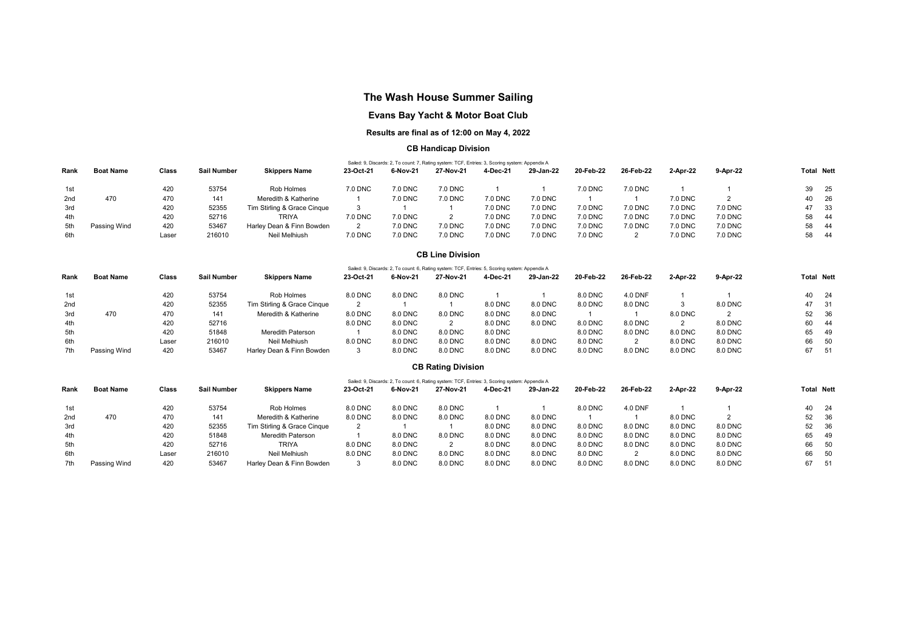# The Wash House Summer Sailing

## Evans Bay Yacht & Motor Boat Club

### Results are final as of 12:00 on May 4, 2022

### CB Handicap Division

Sailed: 9, Discards: 2, To count: 7, Rating system: TCF, Entries: 3, Scoring system: Appendix A

| Rank | Boat Name | Class | Sail Number | Skippers Name | 23-Oct-21 | 6-Nov-21 | 27-Nov-21 | 4-Dec-21 | 29-Jan-22 | 20-Feb-22 | 26-Feb-22 | 2-Apr-22 | 9-Apr-22 | Total | Nett |
|---|---|---|---|---|---|---|---|---|---|---|---|---|---|---|---|
| 1st | | 420 | 53754 | Rob Holmes | 7.0 DNC | 7.0 DNC | 7.0 DNC | 1 | 1 | 7.0 DNC | 7.0 DNC | 1 | 1 | 39 | 25 |
| 2nd | 470 | 470 | 141 | Meredith & Katherine | 1 | 7.0 DNC | 7.0 DNC | 7.0 DNC | 7.0 DNC | 1 | 1 | 7.0 DNC | 2 | 40 | 26 |
| 3rd | | 420 | 52355 | Tim Stirling & Grace Cinque | 3 | 1 | 1 | 7.0 DNC | 7.0 DNC | 7.0 DNC | 7.0 DNC | 7.0 DNC | 7.0 DNC | 47 | 33 |
| 4th | | 420 | 52716 | TRIYA | 7.0 DNC | 7.0 DNC | 2 | 7.0 DNC | 7.0 DNC | 7.0 DNC | 7.0 DNC | 7.0 DNC | 7.0 DNC | 58 | 44 |
| 5th | Passing Wind | 420 | 53467 | Harley Dean & Finn Bowden | 2 | 7.0 DNC | 7.0 DNC | 7.0 DNC | 7.0 DNC | 7.0 DNC | 7.0 DNC | 7.0 DNC | 7.0 DNC | 58 | 44 |
| 6th | | Laser | 216010 | Neil Melhiush | 7.0 DNC | 7.0 DNC | 7.0 DNC | 7.0 DNC | 7.0 DNC | 7.0 DNC | 2 | 7.0 DNC | 7.0 DNC | 58 | 44 |

### CB Line Division

Sailed: 9, Discards: 2, To count: 6, Rating system: TCF, Entries: 5, Scoring system: Appendix A

| Rank | Boat Name | Class | Sail Number | Skippers Name | 23-Oct-21 | 6-Nov-21 | 27-Nov-21 | 4-Dec-21 | 29-Jan-22 | 20-Feb-22 | 26-Feb-22 | 2-Apr-22 | 9-Apr-22 | Total | Nett |
|---|---|---|---|---|---|---|---|---|---|---|---|---|---|---|---|
| 1st | | 420 | 53754 | Rob Holmes | 8.0 DNC | 8.0 DNC | 8.0 DNC | 1 | 1 | 8.0 DNC | 4.0 DNF | 1 | 1 | 40 | 24 |
| 2nd | | 420 | 52355 | Tim Stirling & Grace Cinque | 2 | 1 | 1 | 8.0 DNC | 8.0 DNC | 8.0 DNC | 8.0 DNC | 3 | 8.0 DNC | 47 | 31 |
| 3rd | 470 | 470 | 141 | Meredith & Katherine | 8.0 DNC | 8.0 DNC | 8.0 DNC | 8.0 DNC | 8.0 DNC | 1 | 1 | 8.0 DNC | 2 | 52 | 36 |
| 4th | | 420 | 52716 | | 8.0 DNC | 8.0 DNC | 2 | 8.0 DNC | 8.0 DNC | 8.0 DNC | 8.0 DNC | 2 | 8.0 DNC | 60 | 44 |
| 5th | | 420 | 51848 | Meredith Paterson | 1 | 8.0 DNC | 8.0 DNC | 8.0 DNC | | 8.0 DNC | 8.0 DNC | 8.0 DNC | 8.0 DNC | 65 | 49 |
| 6th | | Laser | 216010 | Neil Melhiush | 8.0 DNC | 8.0 DNC | 8.0 DNC | 8.0 DNC | 8.0 DNC | 8.0 DNC | 2 | 8.0 DNC | 8.0 DNC | 66 | 50 |
| 7th | Passing Wind | 420 | 53467 | Harley Dean & Finn Bowden | 3 | 8.0 DNC | 8.0 DNC | 8.0 DNC | 8.0 DNC | 8.0 DNC | 8.0 DNC | 8.0 DNC | 8.0 DNC | 67 | 51 |

### CB Rating Division

Sailed: 9, Discards: 2, To count: 6, Rating system: TCF, Entries: 3, Scoring system: Appendix A

| Rank | Boat Name | Class | Sail Number | Skippers Name | 23-Oct-21 | 6-Nov-21 | 27-Nov-21 | 4-Dec-21 | 29-Jan-22 | 20-Feb-22 | 26-Feb-22 | 2-Apr-22 | 9-Apr-22 | Total | Nett |
|---|---|---|---|---|---|---|---|---|---|---|---|---|---|---|---|
| 1st | | 420 | 53754 | Rob Holmes | 8.0 DNC | 8.0 DNC | 8.0 DNC | 1 | 1 | 8.0 DNC | 4.0 DNF | 1 | 1 | 40 | 24 |
| 2nd | 470 | 470 | 141 | Meredith & Katherine | 8.0 DNC | 8.0 DNC | 8.0 DNC | 8.0 DNC | 8.0 DNC | 1 | 1 | 8.0 DNC | 2 | 52 | 36 |
| 3rd | | 420 | 52355 | Tim Stirling & Grace Cinque | 2 | 1 | 1 | 8.0 DNC | 8.0 DNC | 8.0 DNC | 8.0 DNC | 8.0 DNC | 8.0 DNC | 52 | 36 |
| 4th | | 420 | 51848 | Meredith Paterson | 1 | 8.0 DNC | 8.0 DNC | 8.0 DNC | 8.0 DNC | 8.0 DNC | 8.0 DNC | 8.0 DNC | 8.0 DNC | 65 | 49 |
| 5th | | 420 | 52716 | TRIYA | 8.0 DNC | 8.0 DNC | 2 | 8.0 DNC | 8.0 DNC | 8.0 DNC | 8.0 DNC | 8.0 DNC | 8.0 DNC | 66 | 50 |
| 6th | | Laser | 216010 | Neil Melhiush | 8.0 DNC | 8.0 DNC | 8.0 DNC | 8.0 DNC | 8.0 DNC | 8.0 DNC | 2 | 8.0 DNC | 8.0 DNC | 66 | 50 |
| 7th | Passing Wind | 420 | 53467 | Harley Dean & Finn Bowden | 3 | 8.0 DNC | 8.0 DNC | 8.0 DNC | 8.0 DNC | 8.0 DNC | 8.0 DNC | 8.0 DNC | 8.0 DNC | 67 | 51 |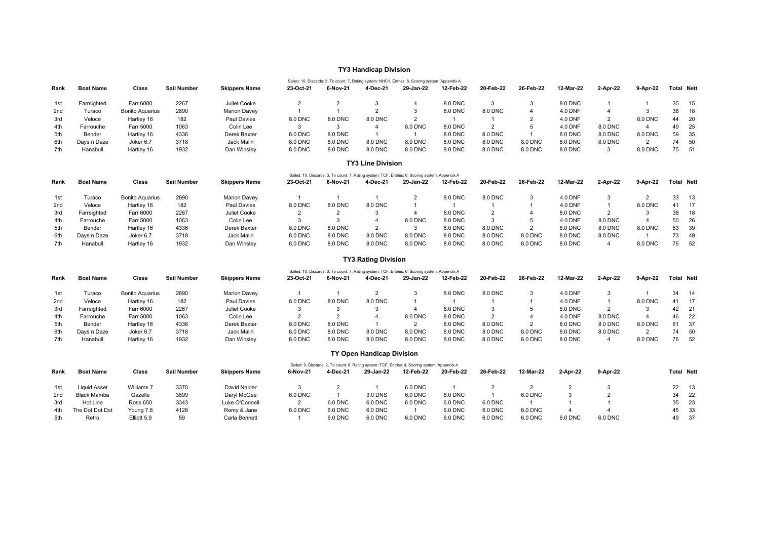## TY3 Handicap Division

Sailed: 10, Discards: 3, To count: 7, Rating system: NHC1, Entries: 6, Scoring system: Appendix A

| Rank | Boat Name | Class | Sail Number | Skippers Name | 23-Oct-21 | 6-Nov-21 | 4-Dec-21 | 29-Jan-22 | 12-Feb-22 | 20-Feb-22 | 26-Feb-22 | 12-Mar-22 | 2-Apr-22 | 9-Apr-22 | Total | Nett |
|---|---|---|---|---|---|---|---|---|---|---|---|---|---|---|---|---|
| 1st | Farrsighted | Farr 6000 | 2267 | Juliet Cooke | 2 | 2 | 3 | 4 | 8.0 DNC | 3 | 3 | 8.0 DNC | 1 | 1 | 35 | 15 |
| 2nd | Turaco | Bonito Aquarius | 2890 | Marion Davey | 1 | 1 | 2 | 3 | 8.0 DNC | 8.0 DNC | 4 | 4.0 DNF | 4 | 3 | 38 | 18 |
| 3rd | Veloce | Hartley 16 | 182 | Paul Davies | 8.0 DNC | 8.0 DNC | 8.0 DNC | 2 | 1 | 1 | 2 | 4.0 DNF | 2 | 8.0 DNC | 44 | 20 |
| 4th | Farrouche | Farr 5000 | 1063 | Colin Lee | 3 | 3 | 4 | 8.0 DNC | 8.0 DNC | 2 | 5 | 4.0 DNF | 8.0 DNC | 4 | 49 | 25 |
| 5th | Bender | Hartley 16 | 4336 | Derek Baxter | 8.0 DNC | 8.0 DNC | 1 | 1 | 8.0 DNC | 8.0 DNC | 1 | 8.0 DNC | 8.0 DNC | 8.0 DNC | 59 | 35 |
| 6th | Days n Daze | Joker 6.7 | 3718 | Jack Malin | 8.0 DNC | 8.0 DNC | 8.0 DNC | 8.0 DNC | 8.0 DNC | 8.0 DNC | 8.0 DNC | 8.0 DNC | 8.0 DNC | 2 | 74 | 50 |
| 7th | Hanabull | Hartley 16 | 1932 | Dan Winsley | 8.0 DNC | 8.0 DNC | 8.0 DNC | 8.0 DNC | 8.0 DNC | 8.0 DNC | 8.0 DNC | 8.0 DNC | 3 | 8.0 DNC | 75 | 51 |

## TY3 Line Division

Sailed: 10, Discards: 3, To count: 7, Rating system: TCF, Entries: 6, Scoring system: Appendix A

| Rank | Boat Name | Class | Sail Number | Skippers Name | 23-Oct-21 | 6-Nov-21 | 4-Dec-21 | 29-Jan-22 | 12-Feb-22 | 20-Feb-22 | 26-Feb-22 | 12-Mar-22 | 2-Apr-22 | 9-Apr-22 | Total | Nett |
|---|---|---|---|---|---|---|---|---|---|---|---|---|---|---|---|---|
| 1st | Turaco | Bonito Aquarius | 2890 | Marion Davey | 1 | 1 | 1 | 2 | 8.0 DNC | 8.0 DNC | 3 | 4.0 DNF | 3 | 2 | 33 | 13 |
| 2nd | Veloce | Hartley 16 | 182 | Paul Davies | 8.0 DNC | 8.0 DNC | 8.0 DNC | 1 | 1 | 1 | 1 | 4.0 DNF | 1 | 8.0 DNC | 41 | 17 |
| 3rd | Farrsighted | Farr 6000 | 2267 | Juliet Cooke | 2 | 2 | 3 | 4 | 8.0 DNC | 2 | 4 | 8.0 DNC | 2 | 3 | 38 | 18 |
| 4th | Farrouche | Farr 5000 | 1063 | Colin Lee | 3 | 3 | 4 | 8.0 DNC | 8.0 DNC | 3 | 5 | 4.0 DNF | 8.0 DNC | 4 | 50 | 26 |
| 5th | Bender | Hartley 16 | 4336 | Derek Baxter | 8.0 DNC | 8.0 DNC | 2 | 3 | 8.0 DNC | 8.0 DNC | 2 | 8.0 DNC | 8.0 DNC | 8.0 DNC | 63 | 39 |
| 6th | Days n Daze | Joker 6.7 | 3718 | Jack Malin | 8.0 DNC | 8.0 DNC | 8.0 DNC | 8.0 DNC | 8.0 DNC | 8.0 DNC | 8.0 DNC | 8.0 DNC | 8.0 DNC | 1 | 73 | 49 |
| 7th | Hanabull | Hartley 16 | 1932 | Dan Winsley | 8.0 DNC | 8.0 DNC | 8.0 DNC | 8.0 DNC | 8.0 DNC | 8.0 DNC | 8.0 DNC | 8.0 DNC | 4 | 8.0 DNC | 76 | 52 |

## TY3 Rating Division

Sailed: 10, Discards: 3, To count: 7, Rating system: TCF, Entries: 6, Scoring system: Appendix A

| Rank | Boat Name | Class | Sail Number | Skippers Name | 23-Oct-21 | 6-Nov-21 | 4-Dec-21 | 29-Jan-22 | 12-Feb-22 | 20-Feb-22 | 26-Feb-22 | 12-Mar-22 | 2-Apr-22 | 9-Apr-22 | Total | Nett |
|---|---|---|---|---|---|---|---|---|---|---|---|---|---|---|---|---|
| 1st | Turaco | Bonito Aquarius | 2890 | Marion Davey | 1 | 1 | 2 | 3 | 8.0 DNC | 8.0 DNC | 3 | 4.0 DNF | 3 | 1 | 34 | 14 |
| 2nd | Veloce | Hartley 16 | 182 | Paul Davies | 8.0 DNC | 8.0 DNC | 8.0 DNC | 1 | 1 | 1 | 1 | 4.0 DNF | 1 | 8.0 DNC | 41 | 17 |
| 3rd | Farrsighted | Farr 6000 | 2267 | Juliet Cooke | 3 | 3 | 3 | 4 | 8.0 DNC | 3 | 5 | 8.0 DNC | 2 | 3 | 42 | 21 |
| 4th | Farrouche | Farr 5000 | 1063 | Colin Lee | 2 | 2 | 4 | 8.0 DNC | 8.0 DNC | 2 | 4 | 4.0 DNF | 8.0 DNC | 4 | 46 | 22 |
| 5th | Bender | Hartley 16 | 4336 | Derek Baxter | 8.0 DNC | 8.0 DNC | 1 | 2 | 8.0 DNC | 8.0 DNC | 2 | 8.0 DNC | 8.0 DNC | 8.0 DNC | 61 | 37 |
| 6th | Days n Daze | Joker 6.7 | 3718 | Jack Malin | 8.0 DNC | 8.0 DNC | 8.0 DNC | 8.0 DNC | 8.0 DNC | 8.0 DNC | 8.0 DNC | 8.0 DNC | 8.0 DNC | 2 | 74 | 50 |
| 7th | Hanabull | Hartley 16 | 1932 | Dan Winsley | 8.0 DNC | 8.0 DNC | 8.0 DNC | 8.0 DNC | 8.0 DNC | 8.0 DNC | 8.0 DNC | 8.0 DNC | 4 | 8.0 DNC | 76 | 52 |

## TY Open Handicap Division

Sailed: 9, Discards: 2, To count: 6, Rating system: TCF, Entries: 4, Scoring system: Appendix A

| Rank | Boat Name | Class | Sail Number | Skippers Name | 6-Nov-21 | 4-Dec-21 | 29-Jan-22 | 12-Feb-22 | 20-Feb-22 | 26-Feb-22 | 12-Mar-22 | 2-Apr-22 | 9-Apr-22 | Total | Nett |
|---|---|---|---|---|---|---|---|---|---|---|---|---|---|---|---|
| 1st | Liquid Asset | Williams 7 | 3370 | David Nalder | 3 | 2 | 1 | 6.0 DNC | 1 | 2 | 2 | 2 | 3 | 22 | 13 |
| 2nd | Black Mamba | Gazelle | 3899 | Daryl McGee | 6.0 DNC | 1 | 3.0 DNS | 6.0 DNC | 6.0 DNC | 1 | 6.0 DNC | 3 | 2 | 34 | 22 |
| 3rd | Hot Line | Ross 650 | 3343 | Luke O'Connell | 2 | 6.0 DNC | 6.0 DNC | 6.0 DNC | 6.0 DNC | 6.0 DNC | 1 | 1 | 1 | 35 | 23 |
| 4th | The Dot Dot Dot | Young 7.8 | 4128 | Remy & Jane | 6.0 DNC | 6.0 DNC | 6.0 DNC | 1 | 6.0 DNC | 6.0 DNC | 6.0 DNC | 4 | 4 | 45 | 33 |
| 5th | Retro | Elliott 5.9 | 59 | Carla Bennett | 1 | 6.0 DNC | 6.0 DNC | 6.0 DNC | 6.0 DNC | 6.0 DNC | 6.0 DNC | 6.0 DNC | 6.0 DNC | 49 | 37 |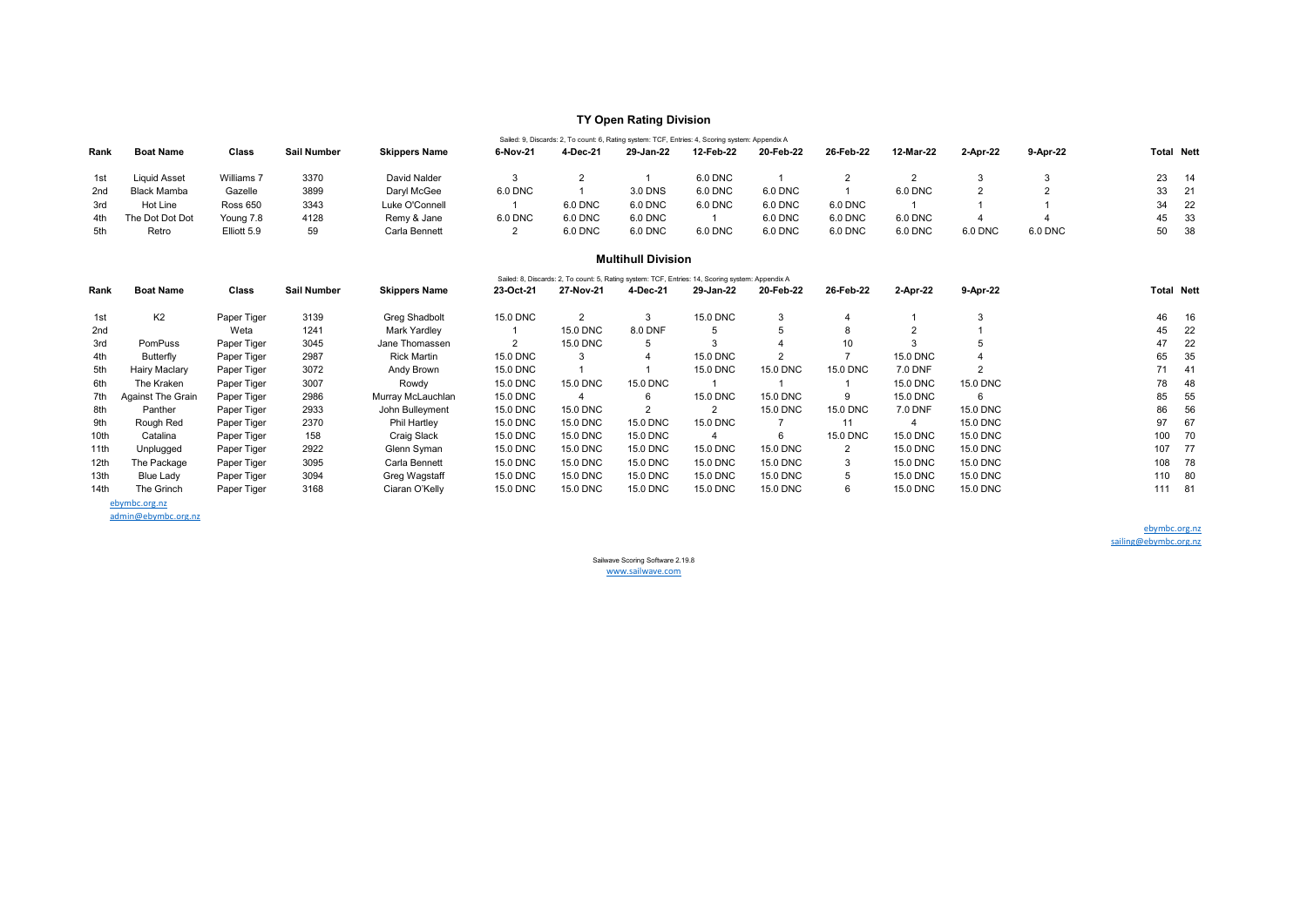## TY Open Rating Division

Sailed: 9, Discards: 2, To count: 6, Rating system: TCF, Entries: 4, Scoring system: Appendix A

| Rank | Boat Name | Class | Sail Number | Skippers Name | 6-Nov-21 | 4-Dec-21 | 29-Jan-22 | 12-Feb-22 | 20-Feb-22 | 26-Feb-22 | 12-Mar-22 | 2-Apr-22 | 9-Apr-22 | Total | Nett |
|---|---|---|---|---|---|---|---|---|---|---|---|---|---|---|---|
| 1st | Liquid Asset | Williams 7 | 3370 | David Nalder | 3 | 2 | 1 | 6.0 DNC | 1 | 2 | 2 | 3 | 3 | 23 | 14 |
| 2nd | Black Mamba | Gazelle | 3899 | Daryl McGee | 6.0 DNC | 1 | 3.0 DNS | 6.0 DNC | 6.0 DNC | 1 | 6.0 DNC | 2 | 2 | 33 | 21 |
| 3rd | Hot Line | Ross 650 | 3343 | Luke O'Connell | 1 | 6.0 DNC | 6.0 DNC | 6.0 DNC | 6.0 DNC | 6.0 DNC | 1 | 1 | 1 | 34 | 22 |
| 4th | The Dot Dot Dot | Young 7.8 | 4128 | Remy & Jane | 6.0 DNC | 6.0 DNC | 6.0 DNC | 1 | 6.0 DNC | 6.0 DNC | 6.0 DNC | 4 | 4 | 45 | 33 |
| 5th | Retro | Elliott 5.9 | 59 | Carla Bennett | 2 | 6.0 DNC | 6.0 DNC | 6.0 DNC | 6.0 DNC | 6.0 DNC | 6.0 DNC | 6.0 DNC | 6.0 DNC | 50 | 38 |

## Multihull Division

Sailed: 8, Discards: 2, To count: 5, Rating system: TCF, Entries: 14, Scoring system: Appendix A

| Rank | Boat Name | Class | Sail Number | Skippers Name | 23-Oct-21 | 27-Nov-21 | 4-Dec-21 | 29-Jan-22 | 20-Feb-22 | 26-Feb-22 | 2-Apr-22 | 9-Apr-22 | Total | Nett |
|---|---|---|---|---|---|---|---|---|---|---|---|---|---|---|
| 1st | K2 | Paper Tiger | 3139 | Greg Shadbolt | 15.0 DNC | 2 | 3 | 15.0 DNC | 3 | 4 | 1 | 3 | 46 | 16 |
| 2nd | | Weta | 1241 | Mark Yardley | 1 | 15.0 DNC | 8.0 DNF | 5 | 5 | 8 | 2 | 1 | 45 | 22 |
| 3rd | PomPuss | Paper Tiger | 3045 | Jane Thomassen | 2 | 15.0 DNC | 5 | 3 | 4 | 10 | 3 | 5 | 47 | 22 |
| 4th | Butterfly | Paper Tiger | 2987 | Rick Martin | 15.0 DNC | 3 | 4 | 15.0 DNC | 2 | 7 | 15.0 DNC | 4 | 65 | 35 |
| 5th | Hairy Maclary | Paper Tiger | 3072 | Andy Brown | 15.0 DNC | 1 | 1 | 15.0 DNC | 15.0 DNC | 15.0 DNC | 7.0 DNF | 2 | 71 | 41 |
| 6th | The Kraken | Paper Tiger | 3007 | Rowdy | 15.0 DNC | 15.0 DNC | 15.0 DNC | 1 | 1 | 1 | 15.0 DNC | 15.0 DNC | 78 | 48 |
| 7th | Against The Grain | Paper Tiger | 2986 | Murray McLauchlan | 15.0 DNC | 4 | 6 | 15.0 DNC | 15.0 DNC | 9 | 15.0 DNC | 6 | 85 | 55 |
| 8th | Panther | Paper Tiger | 2933 | John Bulleyment | 15.0 DNC | 15.0 DNC | 2 | 2 | 15.0 DNC | 15.0 DNC | 7.0 DNF | 15.0 DNC | 86 | 56 |
| 9th | Rough Red | Paper Tiger | 2370 | Phil Hartley | 15.0 DNC | 15.0 DNC | 15.0 DNC | 15.0 DNC | 7 | 11 | 4 | 15.0 DNC | 97 | 67 |
| 10th | Catalina | Paper Tiger | 158 | Craig Slack | 15.0 DNC | 15.0 DNC | 15.0 DNC | 4 | 6 | 15.0 DNC | 15.0 DNC | 15.0 DNC | 100 | 70 |
| 11th | Unplugged | Paper Tiger | 2922 | Glenn Syman | 15.0 DNC | 15.0 DNC | 15.0 DNC | 15.0 DNC | 15.0 DNC | 2 | 15.0 DNC | 15.0 DNC | 107 | 77 |
| 12th | The Package | Paper Tiger | 3095 | Carla Bennett | 15.0 DNC | 15.0 DNC | 15.0 DNC | 15.0 DNC | 15.0 DNC | 3 | 15.0 DNC | 15.0 DNC | 108 | 78 |
| 13th | Blue Lady | Paper Tiger | 3094 | Greg Wagstaff | 15.0 DNC | 15.0 DNC | 15.0 DNC | 15.0 DNC | 15.0 DNC | 5 | 15.0 DNC | 15.0 DNC | 110 | 80 |
| 14th | The Grinch | Paper Tiger | 3168 | Ciaran O'Kelly | 15.0 DNC | 15.0 DNC | 15.0 DNC | 15.0 DNC | 15.0 DNC | 6 | 15.0 DNC | 15.0 DNC | 111 | 81 |

ebymbc.org.nz
admin@ebymbc.org.nz

ebymbc.org.nz
sailing@ebymbc.org.nz

Sailwave Scoring Software 2.19.8
www.sailwave.com